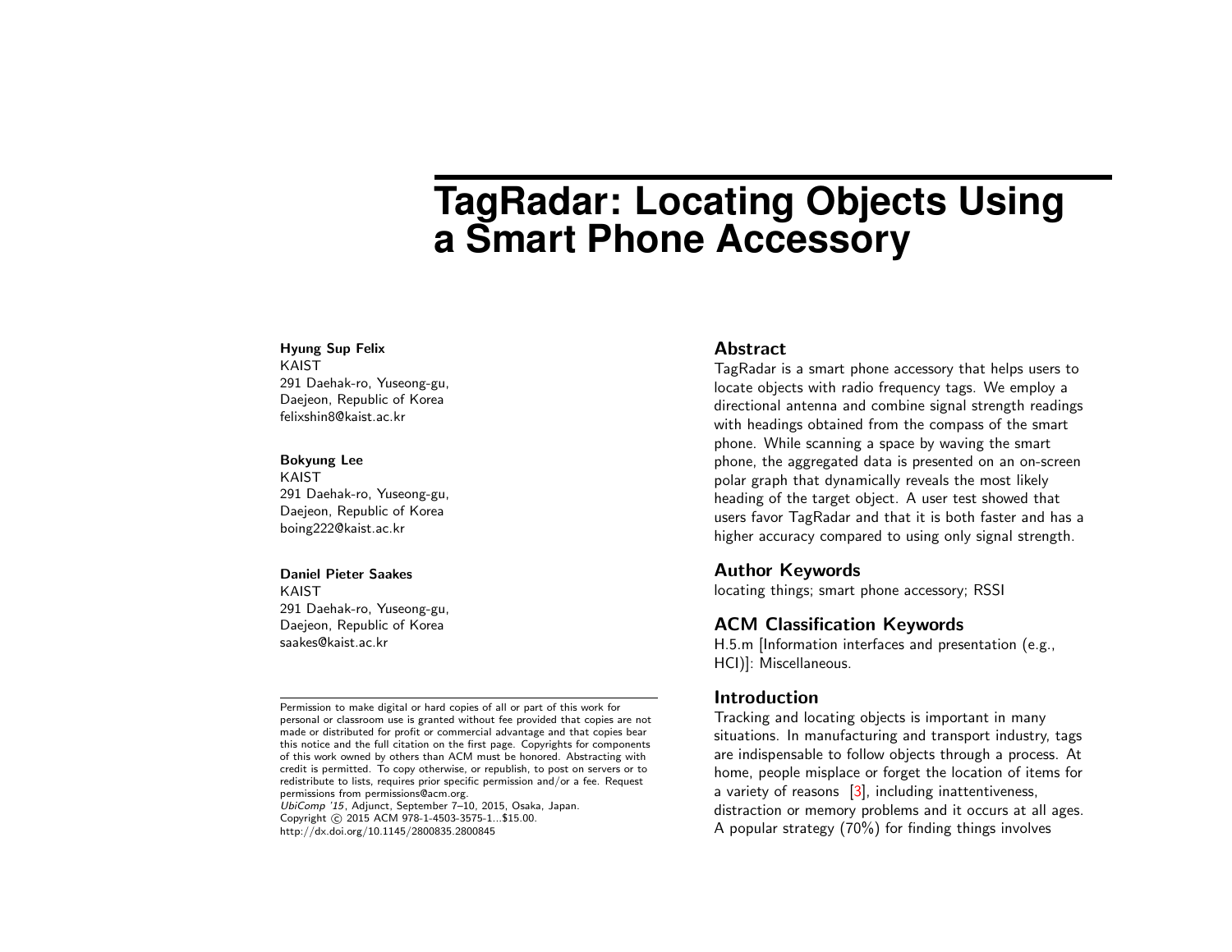# TagRadar: Locating Objects Using a Smart Phone Accessory

**Hyung Sup Felix**
KAIST
291 Daehak-ro, Yuseong-gu,
Daejeon, Republic of Korea
felixshin8@kaist.ac.kr

**Bokyung Lee**
KAIST
291 Daehak-ro, Yuseong-gu,
Daejeon, Republic of Korea
boing222@kaist.ac.kr

**Daniel Pieter Saakes**
KAIST
291 Daehak-ro, Yuseong-gu,
Daejeon, Republic of Korea
saakes@kaist.ac.kr

Permission to make digital or hard copies of all or part of this work for personal or classroom use is granted without fee provided that copies are not made or distributed for profit or commercial advantage and that copies bear this notice and the full citation on the first page. Copyrights for components of this work owned by others than ACM must be honored. Abstracting with credit is permitted. To copy otherwise, or republish, to post on servers or to redistribute to lists, requires prior specific permission and/or a fee. Request permissions from permissions@acm.org.
*UbiComp '15*, Adjunct, September 7–10, 2015, Osaka, Japan.
Copyright © 2015 ACM 978-1-4503-3575-1...$15.00.
http://dx.doi.org/10.1145/2800835.2800845

## Abstract

TagRadar is a smart phone accessory that helps users to locate objects with radio frequency tags. We employ a directional antenna and combine signal strength readings with headings obtained from the compass of the smart phone. While scanning a space by waving the smart phone, the aggregated data is presented on an on-screen polar graph that dynamically reveals the most likely heading of the target object. A user test showed that users favor TagRadar and that it is both faster and has a higher accuracy compared to using only signal strength.

## Author Keywords

locating things; smart phone accessory; RSSI

## ACM Classification Keywords

H.5.m [Information interfaces and presentation (e.g., HCI)]: Miscellaneous.

## Introduction

Tracking and locating objects is important in many situations. In manufacturing and transport industry, tags are indispensable to follow objects through a process. At home, people misplace or forget the location of items for a variety of reasons [3], including inattentiveness, distraction or memory problems and it occurs at all ages. A popular strategy (70%) for finding things involves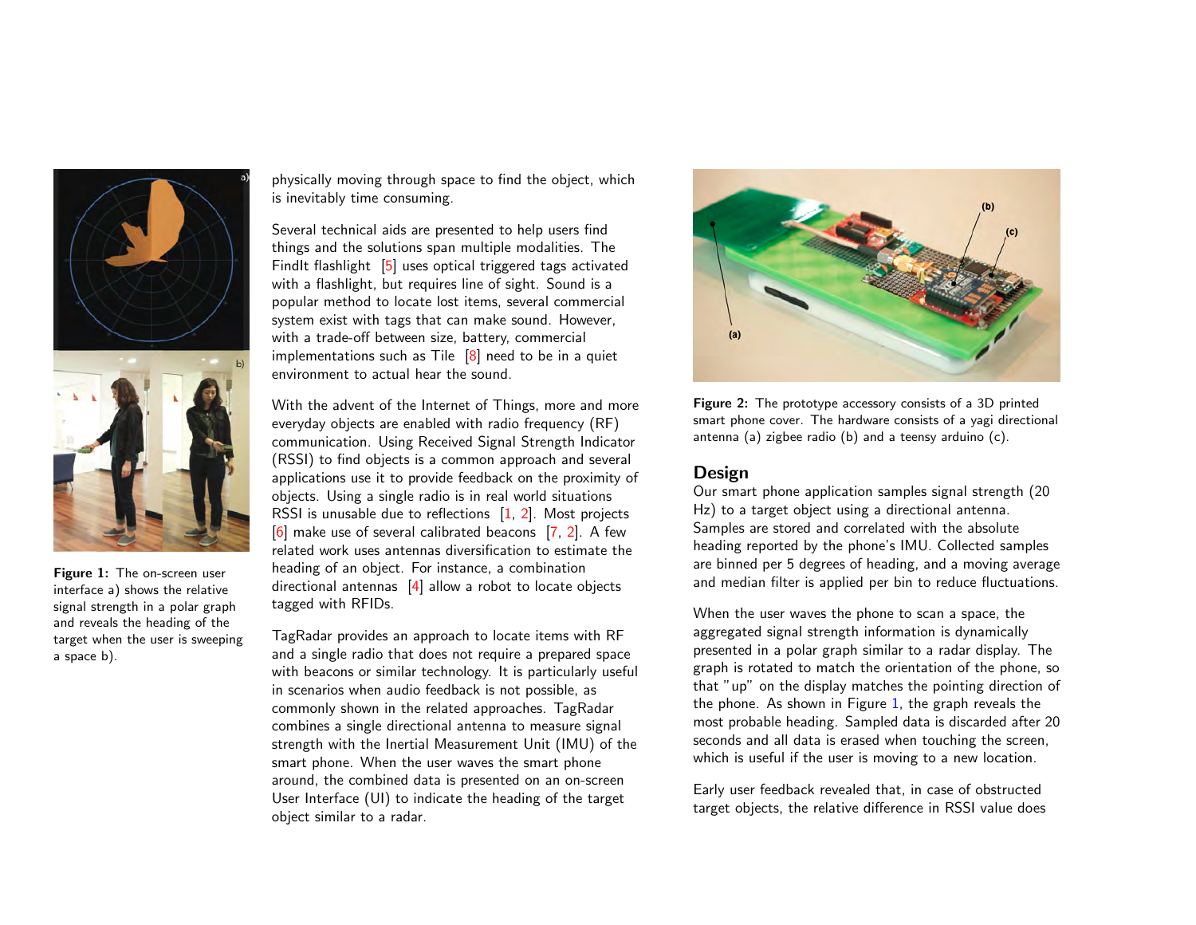Figure 1: The on-screen user interface a) shows the relative signal strength in a polar graph and reveals the heading of the target when the user is sweeping a space b).

physically moving through space to find the object, which is inevitably time consuming.

Several technical aids are presented to help users find things and the solutions span multiple modalities. The FindIt flashlight [5] uses optical triggered tags activated with a flashlight, but requires line of sight. Sound is a popular method to locate lost items, several commercial system exist with tags that can make sound. However, with a trade-off between size, battery, commercial implementations such as Tile [8] need to be in a quiet environment to actual hear the sound.

With the advent of the Internet of Things, more and more everyday objects are enabled with radio frequency (RF) communication. Using Received Signal Strength Indicator (RSSI) to find objects is a common approach and several applications use it to provide feedback on the proximity of objects. Using a single radio is in real world situations RSSI is unusable due to reflections [1, 2]. Most projects [6] make use of several calibrated beacons [7, 2]. A few related work uses antennas diversification to estimate the heading of an object. For instance, a combination directional antennas [4] allow a robot to locate objects tagged with RFIDs.

TagRadar provides an approach to locate items with RF and a single radio that does not require a prepared space with beacons or similar technology. It is particularly useful in scenarios when audio feedback is not possible, as commonly shown in the related approaches. TagRadar combines a single directional antenna to measure signal strength with the Inertial Measurement Unit (IMU) of the smart phone. When the user waves the smart phone around, the combined data is presented on an on-screen User Interface (UI) to indicate the heading of the target object similar to a radar.

Figure 2: The prototype accessory consists of a 3D printed smart phone cover. The hardware consists of a yagi directional antenna (a) zigbee radio (b) and a teensy arduino (c).

## Design

Our smart phone application samples signal strength (20 Hz) to a target object using a directional antenna. Samples are stored and correlated with the absolute heading reported by the phone's IMU. Collected samples are binned per 5 degrees of heading, and a moving average and median filter is applied per bin to reduce fluctuations.

When the user waves the phone to scan a space, the aggregated signal strength information is dynamically presented in a polar graph similar to a radar display. The graph is rotated to match the orientation of the phone, so that "up" on the display matches the pointing direction of the phone. As shown in Figure 1, the graph reveals the most probable heading. Sampled data is discarded after 20 seconds and all data is erased when touching the screen, which is useful if the user is moving to a new location.

Early user feedback revealed that, in case of obstructed target objects, the relative difference in RSSI value does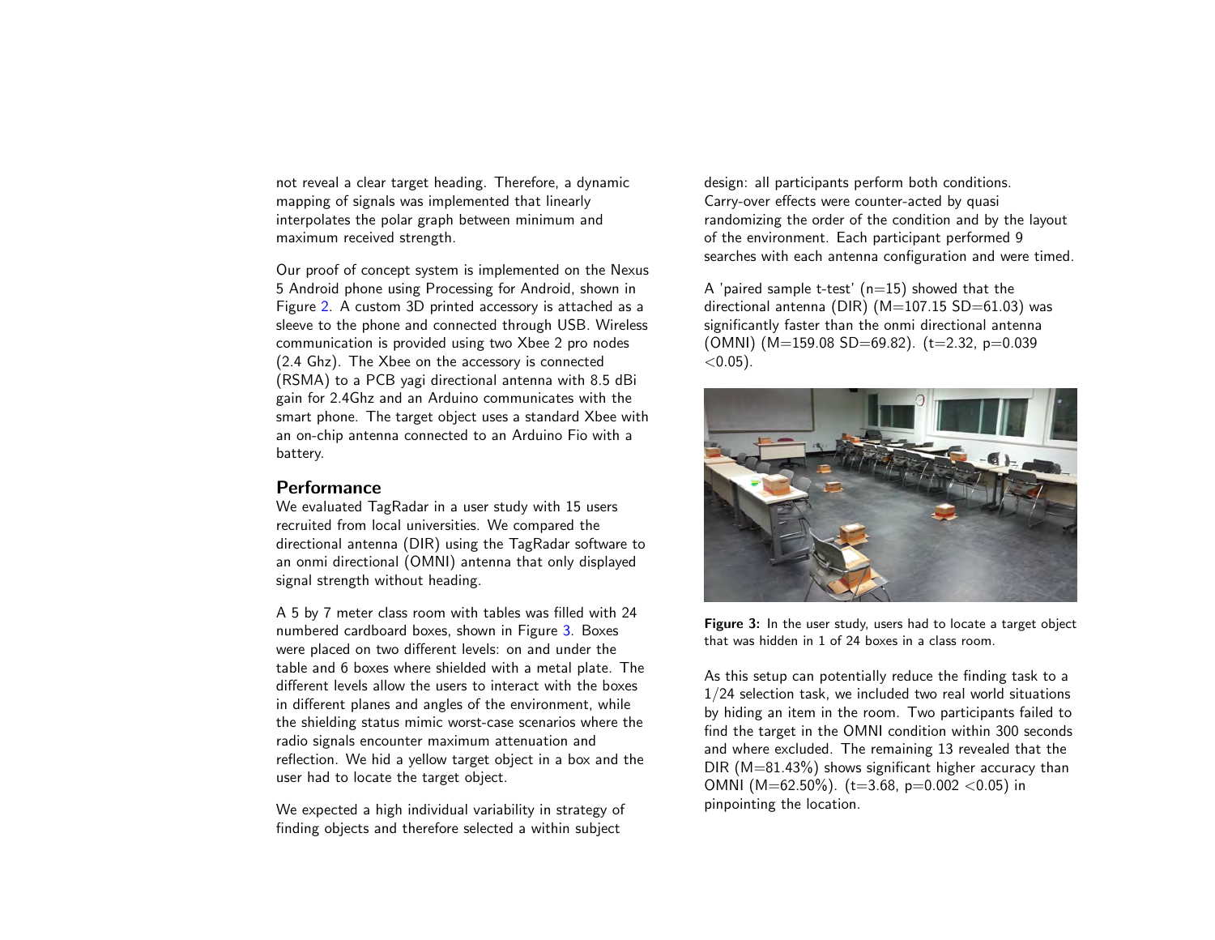not reveal a clear target heading. Therefore, a dynamic mapping of signals was implemented that linearly interpolates the polar graph between minimum and maximum received strength.

Our proof of concept system is implemented on the Nexus 5 Android phone using Processing for Android, shown in Figure 2. A custom 3D printed accessory is attached as a sleeve to the phone and connected through USB. Wireless communication is provided using two Xbee 2 pro nodes (2.4 Ghz). The Xbee on the accessory is connected (RSMA) to a PCB yagi directional antenna with 8.5 dBi gain for 2.4Ghz and an Arduino communicates with the smart phone. The target object uses a standard Xbee with an on-chip antenna connected to an Arduino Fio with a battery.

## Performance

We evaluated TagRadar in a user study with 15 users recruited from local universities. We compared the directional antenna (DIR) using the TagRadar software to an onmi directional (OMNI) antenna that only displayed signal strength without heading.

A 5 by 7 meter class room with tables was filled with 24 numbered cardboard boxes, shown in Figure 3. Boxes were placed on two different levels: on and under the table and 6 boxes where shielded with a metal plate. The different levels allow the users to interact with the boxes in different planes and angles of the environment, while the shielding status mimic worst-case scenarios where the radio signals encounter maximum attenuation and reflection. We hid a yellow target object in a box and the user had to locate the target object.

We expected a high individual variability in strategy of finding objects and therefore selected a within subject design: all participants perform both conditions. Carry-over effects were counter-acted by quasi randomizing the order of the condition and by the layout of the environment. Each participant performed 9 searches with each antenna configuration and were timed.

A 'paired sample t-test' (n=15) showed that the directional antenna (DIR) (M=107.15 SD=61.03) was significantly faster than the onmi directional antenna (OMNI) (M=159.08 SD=69.82). (t=2.32, p=0.039 <0.05).

**Figure 3:** In the user study, users had to locate a target object that was hidden in 1 of 24 boxes in a class room.

As this setup can potentially reduce the finding task to a 1/24 selection task, we included two real world situations by hiding an item in the room. Two participants failed to find the target in the OMNI condition within 300 seconds and where excluded. The remaining 13 revealed that the DIR (M=81.43%) shows significant higher accuracy than OMNI (M=62.50%). (t=3.68, p=0.002 <0.05) in pinpointing the location.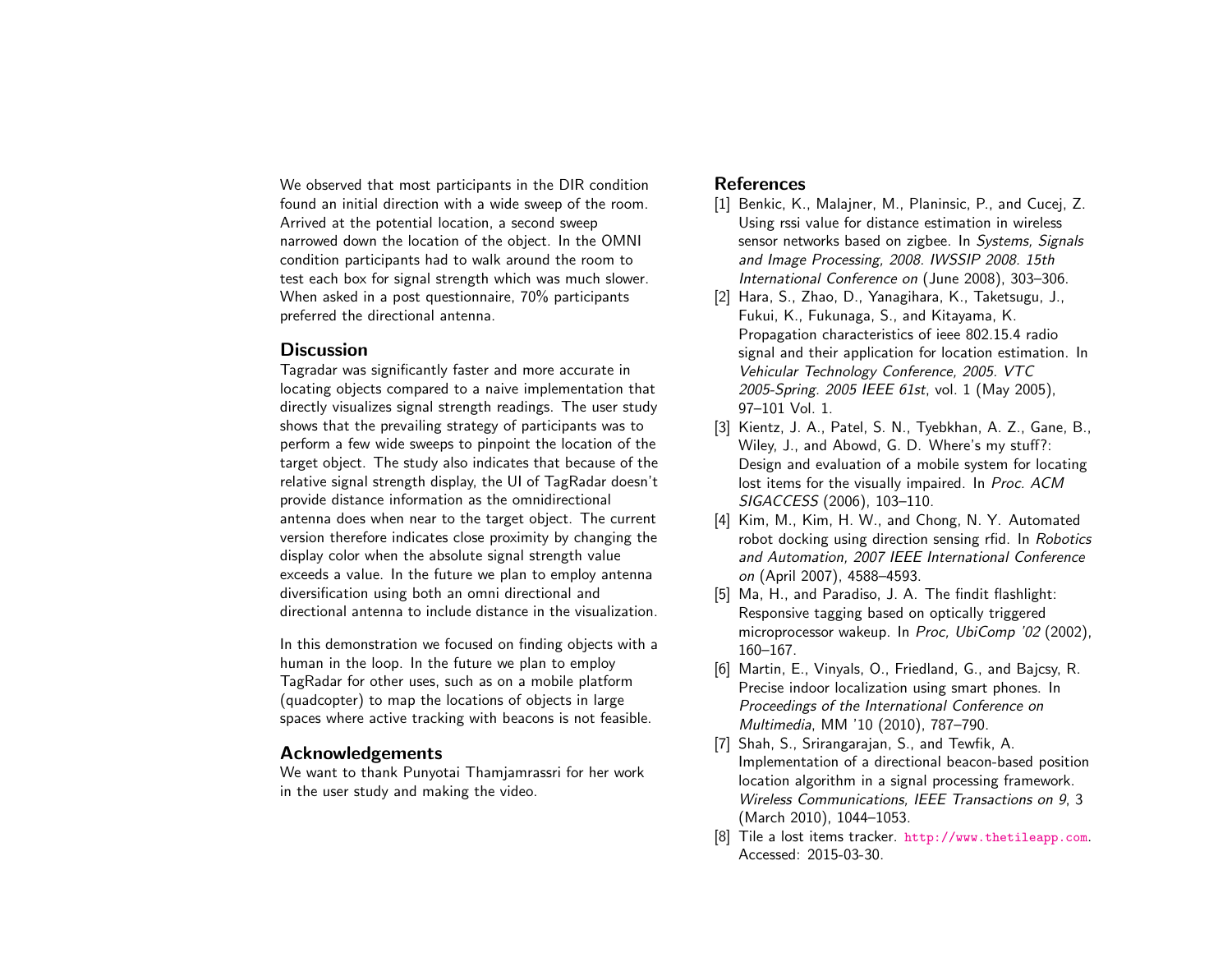We observed that most participants in the DIR condition found an initial direction with a wide sweep of the room. Arrived at the potential location, a second sweep narrowed down the location of the object. In the OMNI condition participants had to walk around the room to test each box for signal strength which was much slower. When asked in a post questionnaire, 70% participants preferred the directional antenna.

## Discussion

Tagradar was significantly faster and more accurate in locating objects compared to a naive implementation that directly visualizes signal strength readings. The user study shows that the prevailing strategy of participants was to perform a few wide sweeps to pinpoint the location of the target object. The study also indicates that because of the relative signal strength display, the UI of TagRadar doesn't provide distance information as the omnidirectional antenna does when near to the target object. The current version therefore indicates close proximity by changing the display color when the absolute signal strength value exceeds a value. In the future we plan to employ antenna diversification using both an omni directional and directional antenna to include distance in the visualization.

In this demonstration we focused on finding objects with a human in the loop. In the future we plan to employ TagRadar for other uses, such as on a mobile platform (quadcopter) to map the locations of objects in large spaces where active tracking with beacons is not feasible.

## Acknowledgements

We want to thank Punyotai Thamjamrassri for her work in the user study and making the video.

## References

[1] Benkic, K., Malajner, M., Planinsic, P., and Cucej, Z. Using rssi value for distance estimation in wireless sensor networks based on zigbee. In *Systems, Signals and Image Processing, 2008. IWSSIP 2008. 15th International Conference on* (June 2008), 303–306.

[2] Hara, S., Zhao, D., Yanagihara, K., Taketsugu, J., Fukui, K., Fukunaga, S., and Kitayama, K. Propagation characteristics of ieee 802.15.4 radio signal and their application for location estimation. In *Vehicular Technology Conference, 2005. VTC 2005-Spring. 2005 IEEE 61st*, vol. 1 (May 2005), 97–101 Vol. 1.

[3] Kientz, J. A., Patel, S. N., Tyebkhan, A. Z., Gane, B., Wiley, J., and Abowd, G. D. Where's my stuff?: Design and evaluation of a mobile system for locating lost items for the visually impaired. In *Proc. ACM SIGACCESS* (2006), 103–110.

[4] Kim, M., Kim, H. W., and Chong, N. Y. Automated robot docking using direction sensing rfid. In *Robotics and Automation, 2007 IEEE International Conference on* (April 2007), 4588–4593.

[5] Ma, H., and Paradiso, J. A. The findit flashlight: Responsive tagging based on optically triggered microprocessor wakeup. In *Proc, UbiComp '02* (2002), 160–167.

[6] Martin, E., Vinyals, O., Friedland, G., and Bajcsy, R. Precise indoor localization using smart phones. In *Proceedings of the International Conference on Multimedia*, MM '10 (2010), 787–790.

[7] Shah, S., Srirangarajan, S., and Tewfik, A. Implementation of a directional beacon-based position location algorithm in a signal processing framework. *Wireless Communications, IEEE Transactions on 9*, 3 (March 2010), 1044–1053.

[8] Tile a lost items tracker. http://www.thetileapp.com. Accessed: 2015-03-30.